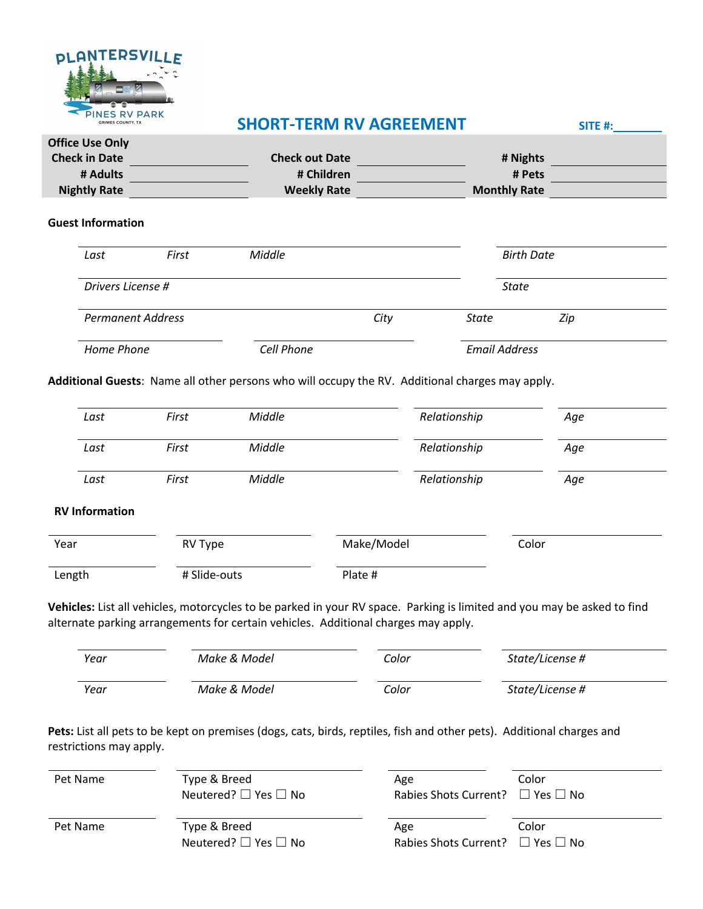PLANTERSVILLE PINES RV PARK
GRIMES COUNTY, TX

# SHORT-TERM RV AGREEMENT

**SITE #:** ________

**Office Use Only**

| | | | | | |
|---|---|---|---|---|---|
| **Check in Date** | | **Check out Date** | | **# Nights** | |
| **# Adults** | | **# Children** | | **# Pets** | |
| **Nightly Rate** | | **Weekly Rate** | | **Monthly Rate** | |

### Guest Information

*Last* *First* *Middle* ____________________ *Birth Date* ____________________

*Drivers License #* ____________________ *State* ____________________

*Permanent Address* ____________________ *City* ____________________ *State* ____________________ *Zip* ____________________

*Home Phone* ____________________ *Cell Phone* ____________________ *Email Address* ____________________

**Additional Guests**: Name all other persons who will occupy the RV. Additional charges may apply.

| *Last* | *First* | *Middle* | *Relationship* | *Age* |
|---|---|---|---|---|
| | | | | |
| | | | | |
| | | | | |

### RV Information

| Year | RV Type | Make/Model | Color |
|---|---|---|---|
| Length | # Slide-outs | Plate # | |

**Vehicles:** List all vehicles, motorcycles to be parked in your RV space. Parking is limited and you may be asked to find alternate parking arrangements for certain vehicles. Additional charges may apply.

| *Year* | *Make & Model* | *Color* | *State/License #* |
|---|---|---|---|
| | | | |
| | | | |

**Pets:** List all pets to be kept on premises (dogs, cats, birds, reptiles, fish and other pets). Additional charges and restrictions may apply.

| Pet Name | Type & Breed<br>Neutered? ☐ Yes ☐ No | Age<br>Rabies Shots Current? | Color<br>☐ Yes ☐ No |
|---|---|---|---|
| Pet Name | Type & Breed<br>Neutered? ☐ Yes ☐ No | Age<br>Rabies Shots Current? | Color<br>☐ Yes ☐ No |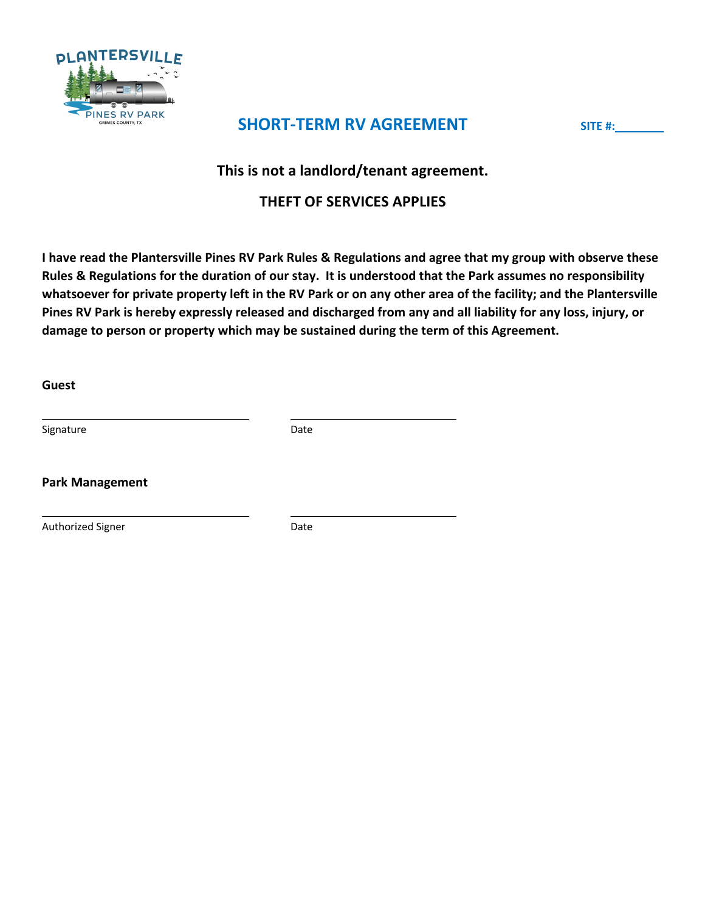PLANTERSVILLE PINES RV PARK
GRIMES COUNTY, TX

# SHORT-TERM RV AGREEMENT

**SITE #:\_\_\_\_\_\_\_**

**This is not a landlord/tenant agreement.**

**THEFT OF SERVICES APPLIES**

**I have read the Plantersville Pines RV Park Rules & Regulations and agree that my group with observe these Rules & Regulations for the duration of our stay. It is understood that the Park assumes no responsibility whatsoever for private property left in the RV Park or on any other area of the facility; and the Plantersville Pines RV Park is hereby expressly released and discharged from any and all liability for any loss, injury, or damage to person or property which may be sustained during the term of this Agreement.**

**Guest**

\_\_\_\_\_\_\_\_\_\_\_\_\_\_\_\_\_\_\_\_\_\_\_\_\_\_\_\_ \_\_\_\_\_\_\_\_\_\_\_\_\_\_\_\_\_\_\_\_\_\_

Signature Date

**Park Management**

\_\_\_\_\_\_\_\_\_\_\_\_\_\_\_\_\_\_\_\_\_\_\_\_\_\_\_\_ \_\_\_\_\_\_\_\_\_\_\_\_\_\_\_\_\_\_\_\_\_\_

Authorized Signer Date